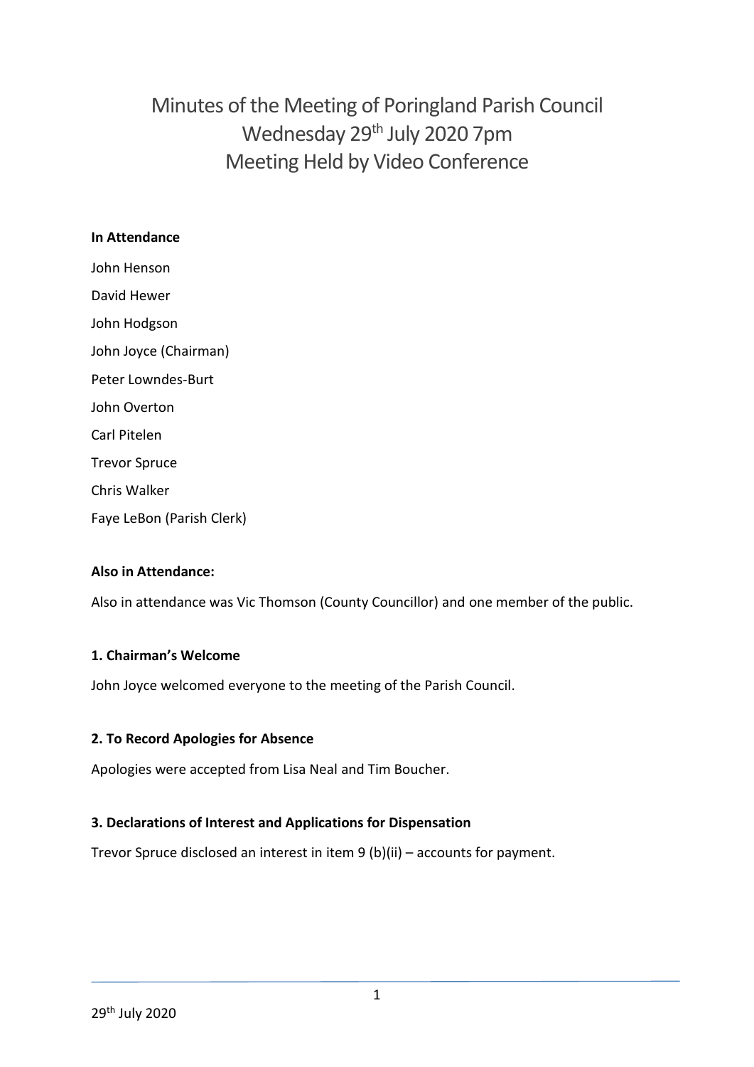# Minutes of the Meeting of Poringland Parish Council
# Wednesday 29th July 2020 7pm
# Meeting Held by Video Conference

**In Attendance**

John Henson

David Hewer

John Hodgson

John Joyce (Chairman)

Peter Lowndes-Burt

John Overton

Carl Pitelen

Trevor Spruce

Chris Walker

Faye LeBon (Parish Clerk)

**Also in Attendance:**

Also in attendance was Vic Thomson (County Councillor) and one member of the public.

**1. Chairman's Welcome**

John Joyce welcomed everyone to the meeting of the Parish Council.

**2. To Record Apologies for Absence**

Apologies were accepted from Lisa Neal and Tim Boucher.

**3. Declarations of Interest and Applications for Dispensation**

Trevor Spruce disclosed an interest in item 9 (b)(ii) – accounts for payment.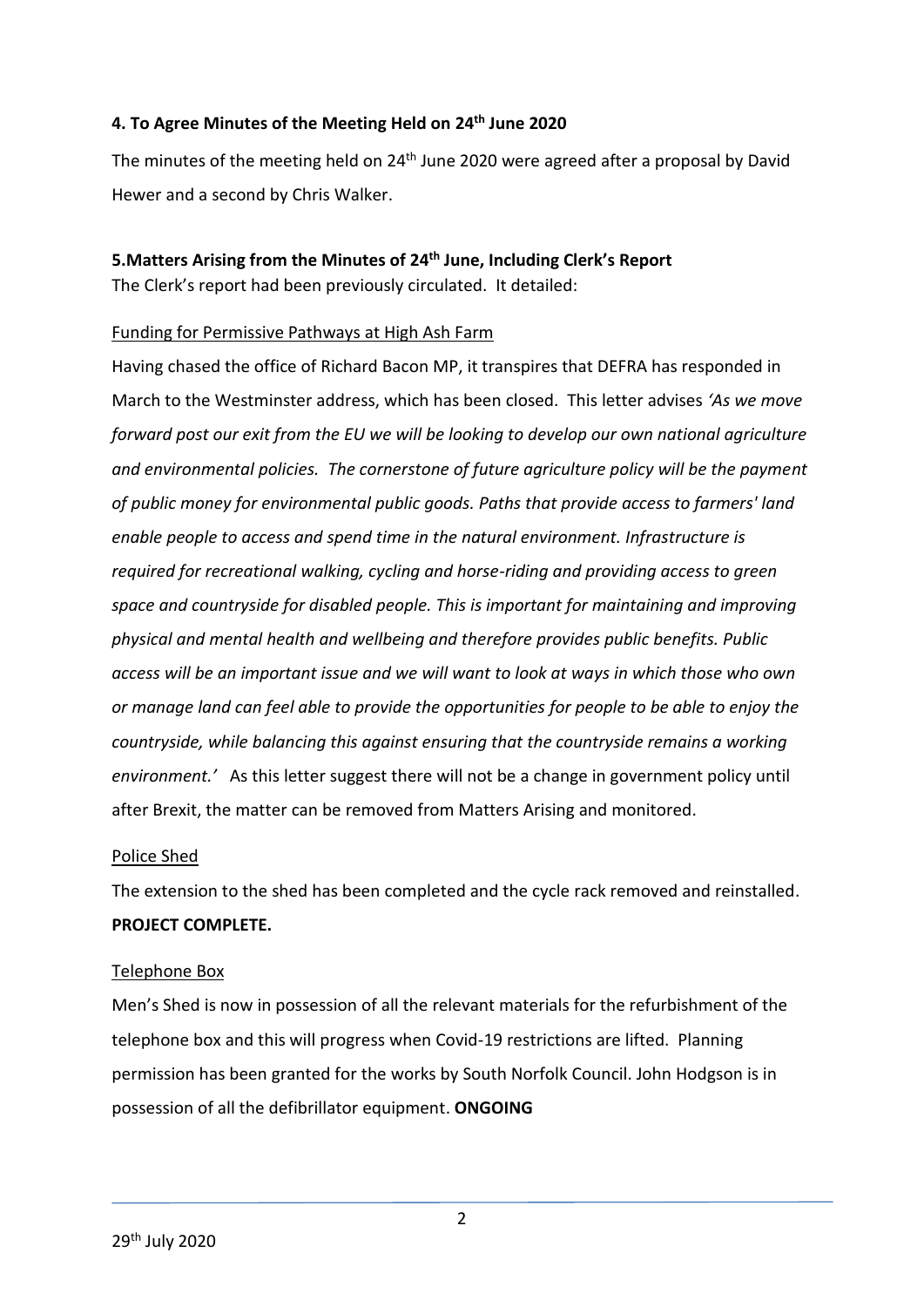**4. To Agree Minutes of the Meeting Held on 24th June 2020**

The minutes of the meeting held on 24th June 2020 were agreed after a proposal by David Hewer and a second by Chris Walker.

**5.Matters Arising from the Minutes of 24th June, Including Clerk's Report**

The Clerk's report had been previously circulated. It detailed:

Funding for Permissive Pathways at High Ash Farm

Having chased the office of Richard Bacon MP, it transpires that DEFRA has responded in March to the Westminster address, which has been closed. This letter advises *'As we move forward post our exit from the EU we will be looking to develop our own national agriculture and environmental policies. The cornerstone of future agriculture policy will be the payment of public money for environmental public goods. Paths that provide access to farmers' land enable people to access and spend time in the natural environment. Infrastructure is required for recreational walking, cycling and horse-riding and providing access to green space and countryside for disabled people. This is important for maintaining and improving physical and mental health and wellbeing and therefore provides public benefits. Public access will be an important issue and we will want to look at ways in which those who own or manage land can feel able to provide the opportunities for people to be able to enjoy the countryside, while balancing this against ensuring that the countryside remains a working environment.'* As this letter suggest there will not be a change in government policy until after Brexit, the matter can be removed from Matters Arising and monitored.

Police Shed

The extension to the shed has been completed and the cycle rack removed and reinstalled. **PROJECT COMPLETE.**

Telephone Box

Men's Shed is now in possession of all the relevant materials for the refurbishment of the telephone box and this will progress when Covid-19 restrictions are lifted. Planning permission has been granted for the works by South Norfolk Council. John Hodgson is in possession of all the defibrillator equipment. **ONGOING**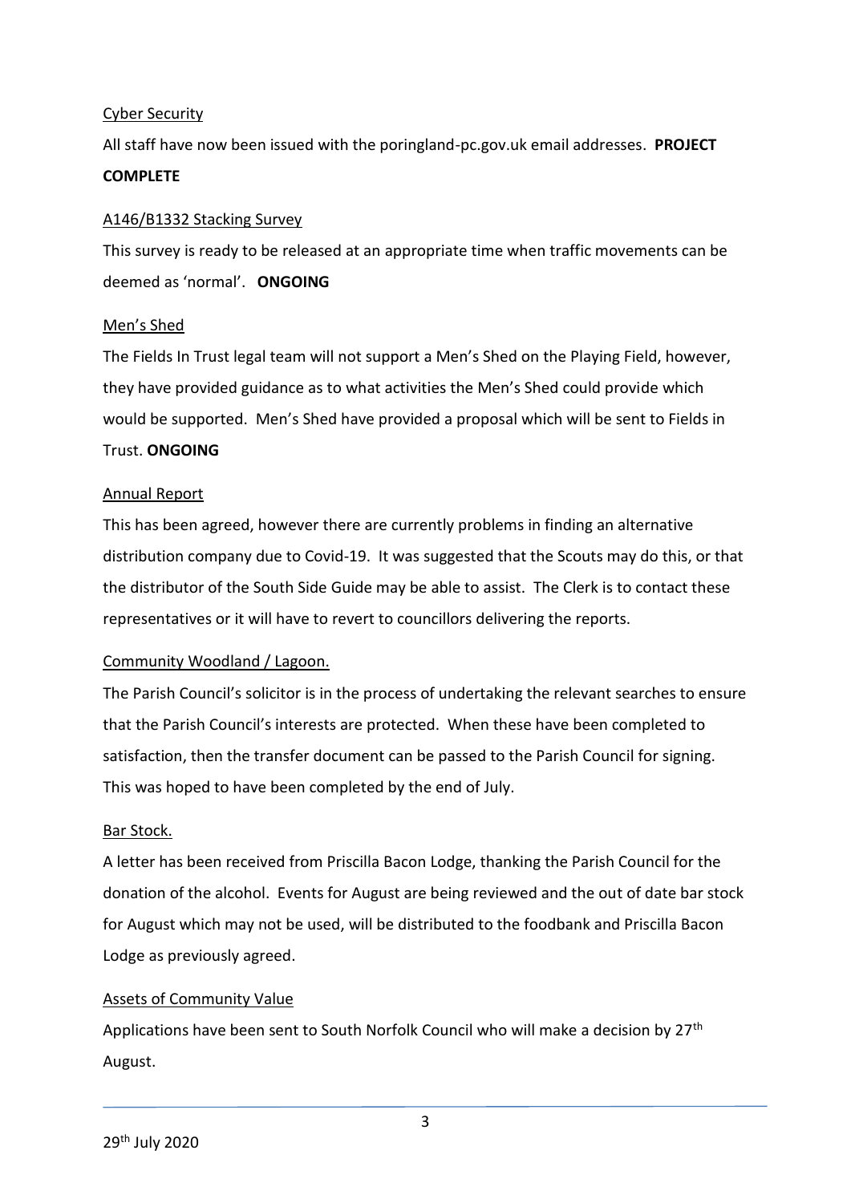Cyber Security

All staff have now been issued with the poringland-pc.gov.uk email addresses. **PROJECT COMPLETE**

A146/B1332 Stacking Survey

This survey is ready to be released at an appropriate time when traffic movements can be deemed as 'normal'. **ONGOING**

Men's Shed

The Fields In Trust legal team will not support a Men's Shed on the Playing Field, however, they have provided guidance as to what activities the Men's Shed could provide which would be supported. Men's Shed have provided a proposal which will be sent to Fields in Trust. **ONGOING**

Annual Report

This has been agreed, however there are currently problems in finding an alternative distribution company due to Covid-19. It was suggested that the Scouts may do this, or that the distributor of the South Side Guide may be able to assist. The Clerk is to contact these representatives or it will have to revert to councillors delivering the reports.

Community Woodland / Lagoon.

The Parish Council's solicitor is in the process of undertaking the relevant searches to ensure that the Parish Council's interests are protected. When these have been completed to satisfaction, then the transfer document can be passed to the Parish Council for signing. This was hoped to have been completed by the end of July.

Bar Stock.

A letter has been received from Priscilla Bacon Lodge, thanking the Parish Council for the donation of the alcohol. Events for August are being reviewed and the out of date bar stock for August which may not be used, will be distributed to the foodbank and Priscilla Bacon Lodge as previously agreed.

Assets of Community Value

Applications have been sent to South Norfolk Council who will make a decision by 27th August.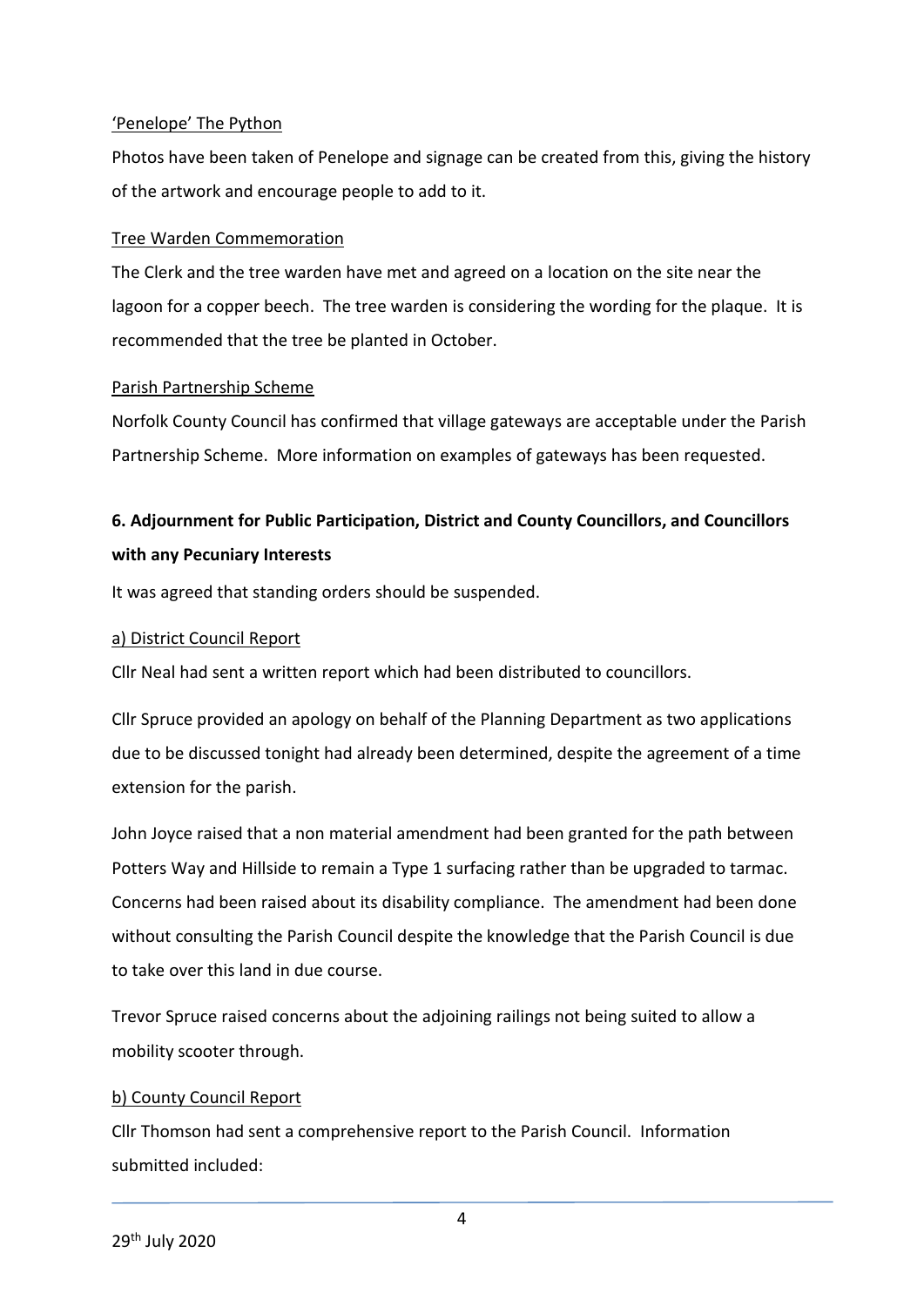'Penelope' The Python

Photos have been taken of Penelope and signage can be created from this, giving the history of the artwork and encourage people to add to it.

Tree Warden Commemoration

The Clerk and the tree warden have met and agreed on a location on the site near the lagoon for a copper beech. The tree warden is considering the wording for the plaque. It is recommended that the tree be planted in October.

Parish Partnership Scheme

Norfolk County Council has confirmed that village gateways are acceptable under the Parish Partnership Scheme. More information on examples of gateways has been requested.

**6. Adjournment for Public Participation, District and County Councillors, and Councillors with any Pecuniary Interests**

It was agreed that standing orders should be suspended.

a) District Council Report

Cllr Neal had sent a written report which had been distributed to councillors.

Cllr Spruce provided an apology on behalf of the Planning Department as two applications due to be discussed tonight had already been determined, despite the agreement of a time extension for the parish.

John Joyce raised that a non material amendment had been granted for the path between Potters Way and Hillside to remain a Type 1 surfacing rather than be upgraded to tarmac. Concerns had been raised about its disability compliance. The amendment had been done without consulting the Parish Council despite the knowledge that the Parish Council is due to take over this land in due course.

Trevor Spruce raised concerns about the adjoining railings not being suited to allow a mobility scooter through.

b) County Council Report

Cllr Thomson had sent a comprehensive report to the Parish Council. Information submitted included: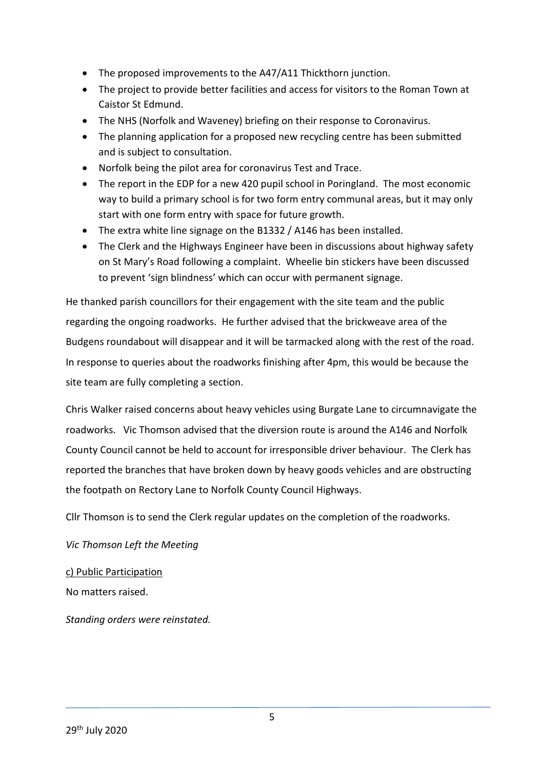- The proposed improvements to the A47/A11 Thickthorn junction.
- The project to provide better facilities and access for visitors to the Roman Town at Caistor St Edmund.
- The NHS (Norfolk and Waveney) briefing on their response to Coronavirus.
- The planning application for a proposed new recycling centre has been submitted and is subject to consultation.
- Norfolk being the pilot area for coronavirus Test and Trace.
- The report in the EDP for a new 420 pupil school in Poringland. The most economic way to build a primary school is for two form entry communal areas, but it may only start with one form entry with space for future growth.
- The extra white line signage on the B1332 / A146 has been installed.
- The Clerk and the Highways Engineer have been in discussions about highway safety on St Mary's Road following a complaint. Wheelie bin stickers have been discussed to prevent 'sign blindness' which can occur with permanent signage.

He thanked parish councillors for their engagement with the site team and the public regarding the ongoing roadworks. He further advised that the brickweave area of the Budgens roundabout will disappear and it will be tarmacked along with the rest of the road. In response to queries about the roadworks finishing after 4pm, this would be because the site team are fully completing a section.

Chris Walker raised concerns about heavy vehicles using Burgate Lane to circumnavigate the roadworks. Vic Thomson advised that the diversion route is around the A146 and Norfolk County Council cannot be held to account for irresponsible driver behaviour. The Clerk has reported the branches that have broken down by heavy goods vehicles and are obstructing the footpath on Rectory Lane to Norfolk County Council Highways.

Cllr Thomson is to send the Clerk regular updates on the completion of the roadworks.

*Vic Thomson Left the Meeting*

<u>c) Public Participation</u>

No matters raised.

*Standing orders were reinstated.*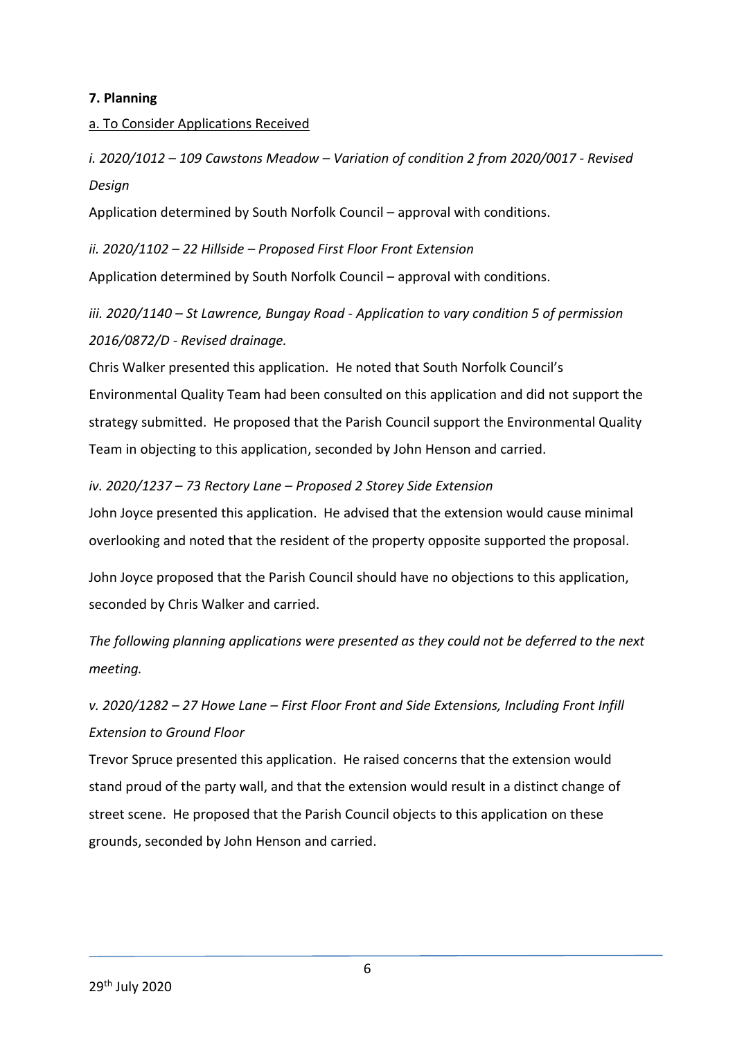**7. Planning**

a. To Consider Applications Received

*i. 2020/1012 – 109 Cawstons Meadow – Variation of condition 2 from 2020/0017 - Revised Design*

Application determined by South Norfolk Council – approval with conditions.

*ii. 2020/1102 – 22 Hillside – Proposed First Floor Front Extension*

Application determined by South Norfolk Council – approval with conditions.

*iii. 2020/1140 – St Lawrence, Bungay Road - Application to vary condition 5 of permission 2016/0872/D - Revised drainage.*

Chris Walker presented this application. He noted that South Norfolk Council's Environmental Quality Team had been consulted on this application and did not support the strategy submitted. He proposed that the Parish Council support the Environmental Quality Team in objecting to this application, seconded by John Henson and carried.

*iv. 2020/1237 – 73 Rectory Lane – Proposed 2 Storey Side Extension*

John Joyce presented this application. He advised that the extension would cause minimal overlooking and noted that the resident of the property opposite supported the proposal.

John Joyce proposed that the Parish Council should have no objections to this application, seconded by Chris Walker and carried.

*The following planning applications were presented as they could not be deferred to the next meeting.*

*v. 2020/1282 – 27 Howe Lane – First Floor Front and Side Extensions, Including Front Infill Extension to Ground Floor*

Trevor Spruce presented this application. He raised concerns that the extension would stand proud of the party wall, and that the extension would result in a distinct change of street scene. He proposed that the Parish Council objects to this application on these grounds, seconded by John Henson and carried.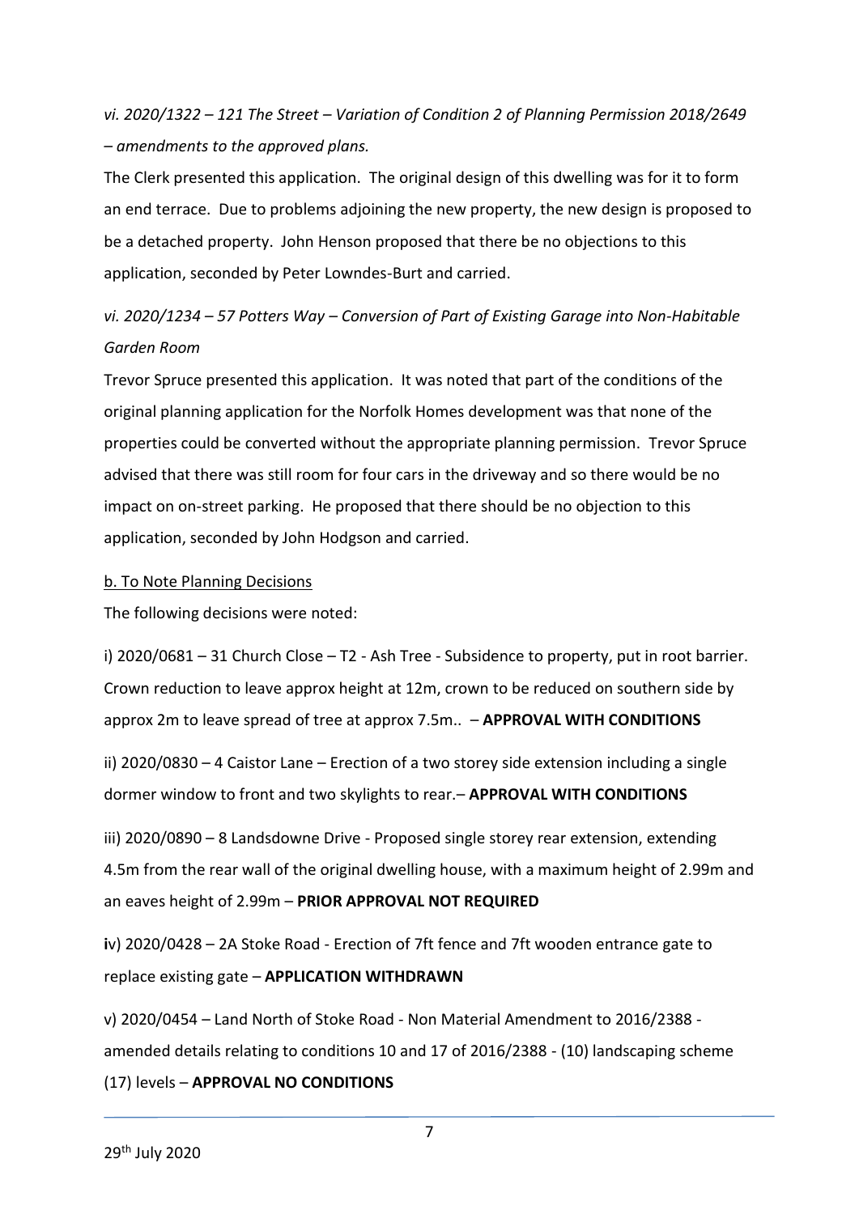*vi. 2020/1322 – 121 The Street – Variation of Condition 2 of Planning Permission 2018/2649 – amendments to the approved plans.*

The Clerk presented this application. The original design of this dwelling was for it to form an end terrace. Due to problems adjoining the new property, the new design is proposed to be a detached property. John Henson proposed that there be no objections to this application, seconded by Peter Lowndes-Burt and carried.

*vi. 2020/1234 – 57 Potters Way – Conversion of Part of Existing Garage into Non-Habitable Garden Room*

Trevor Spruce presented this application. It was noted that part of the conditions of the original planning application for the Norfolk Homes development was that none of the properties could be converted without the appropriate planning permission. Trevor Spruce advised that there was still room for four cars in the driveway and so there would be no impact on on-street parking. He proposed that there should be no objection to this application, seconded by John Hodgson and carried.

b. To Note Planning Decisions

The following decisions were noted:

i) 2020/0681 – 31 Church Close – T2 - Ash Tree - Subsidence to property, put in root barrier. Crown reduction to leave approx height at 12m, crown to be reduced on southern side by approx 2m to leave spread of tree at approx 7.5m.. – **APPROVAL WITH CONDITIONS**

ii) 2020/0830 – 4 Caistor Lane – Erection of a two storey side extension including a single dormer window to front and two skylights to rear.– **APPROVAL WITH CONDITIONS**

iii) 2020/0890 – 8 Landsdowne Drive - Proposed single storey rear extension, extending 4.5m from the rear wall of the original dwelling house, with a maximum height of 2.99m and an eaves height of 2.99m – **PRIOR APPROVAL NOT REQUIRED**

iv) 2020/0428 – 2A Stoke Road - Erection of 7ft fence and 7ft wooden entrance gate to replace existing gate – **APPLICATION WITHDRAWN**

v) 2020/0454 – Land North of Stoke Road - Non Material Amendment to 2016/2388 - amended details relating to conditions 10 and 17 of 2016/2388 - (10) landscaping scheme (17) levels – **APPROVAL NO CONDITIONS**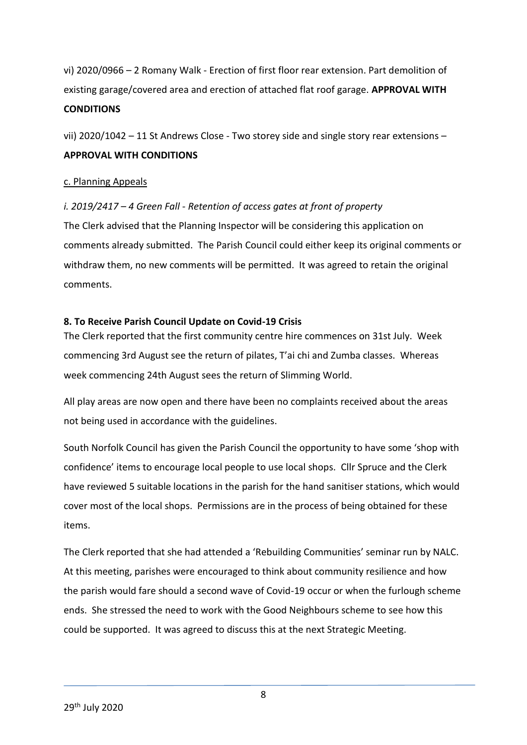vi) 2020/0966 – 2 Romany Walk - Erection of first floor rear extension. Part demolition of existing garage/covered area and erection of attached flat roof garage. **APPROVAL WITH CONDITIONS**

vii) 2020/1042 – 11 St Andrews Close - Two storey side and single story rear extensions – **APPROVAL WITH CONDITIONS**

c. Planning Appeals

*i. 2019/2417 – 4 Green Fall - Retention of access gates at front of property*

The Clerk advised that the Planning Inspector will be considering this application on comments already submitted. The Parish Council could either keep its original comments or withdraw them, no new comments will be permitted. It was agreed to retain the original comments.

**8. To Receive Parish Council Update on Covid-19 Crisis**

The Clerk reported that the first community centre hire commences on 31st July. Week commencing 3rd August see the return of pilates, T'ai chi and Zumba classes. Whereas week commencing 24th August sees the return of Slimming World.

All play areas are now open and there have been no complaints received about the areas not being used in accordance with the guidelines.

South Norfolk Council has given the Parish Council the opportunity to have some 'shop with confidence' items to encourage local people to use local shops. Cllr Spruce and the Clerk have reviewed 5 suitable locations in the parish for the hand sanitiser stations, which would cover most of the local shops. Permissions are in the process of being obtained for these items.

The Clerk reported that she had attended a 'Rebuilding Communities' seminar run by NALC. At this meeting, parishes were encouraged to think about community resilience and how the parish would fare should a second wave of Covid-19 occur or when the furlough scheme ends. She stressed the need to work with the Good Neighbours scheme to see how this could be supported. It was agreed to discuss this at the next Strategic Meeting.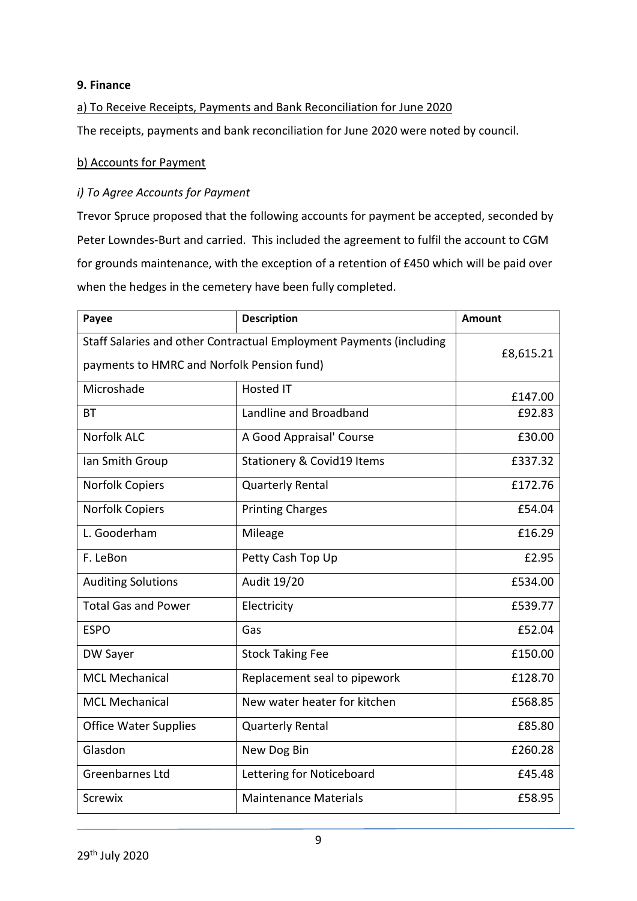**9. Finance**

a) To Receive Receipts, Payments and Bank Reconciliation for June 2020

The receipts, payments and bank reconciliation for June 2020 were noted by council.

b) Accounts for Payment

*i) To Agree Accounts for Payment*

Trevor Spruce proposed that the following accounts for payment be accepted, seconded by Peter Lowndes-Burt and carried. This included the agreement to fulfil the account to CGM for grounds maintenance, with the exception of a retention of £450 which will be paid over when the hedges in the cemetery have been fully completed.

| Payee | Description | Amount |
|---|---|---|
| Staff Salaries and other Contractual Employment Payments (including payments to HMRC and Norfolk Pension fund) | | £8,615.21 |
| Microshade | Hosted IT | £147.00 |
| BT | Landline and Broadband | £92.83 |
| Norfolk ALC | A Good Appraisal' Course | £30.00 |
| Ian Smith Group | Stationery & Covid19 Items | £337.32 |
| Norfolk Copiers | Quarterly Rental | £172.76 |
| Norfolk Copiers | Printing Charges | £54.04 |
| L. Gooderham | Mileage | £16.29 |
| F. LeBon | Petty Cash Top Up | £2.95 |
| Auditing Solutions | Audit 19/20 | £534.00 |
| Total Gas and Power | Electricity | £539.77 |
| ESPO | Gas | £52.04 |
| DW Sayer | Stock Taking Fee | £150.00 |
| MCL Mechanical | Replacement seal to pipework | £128.70 |
| MCL Mechanical | New water heater for kitchen | £568.85 |
| Office Water Supplies | Quarterly Rental | £85.80 |
| Glasdon | New Dog Bin | £260.28 |
| Greenbarnes Ltd | Lettering for Noticeboard | £45.48 |
| Screwix | Maintenance Materials | £58.95 |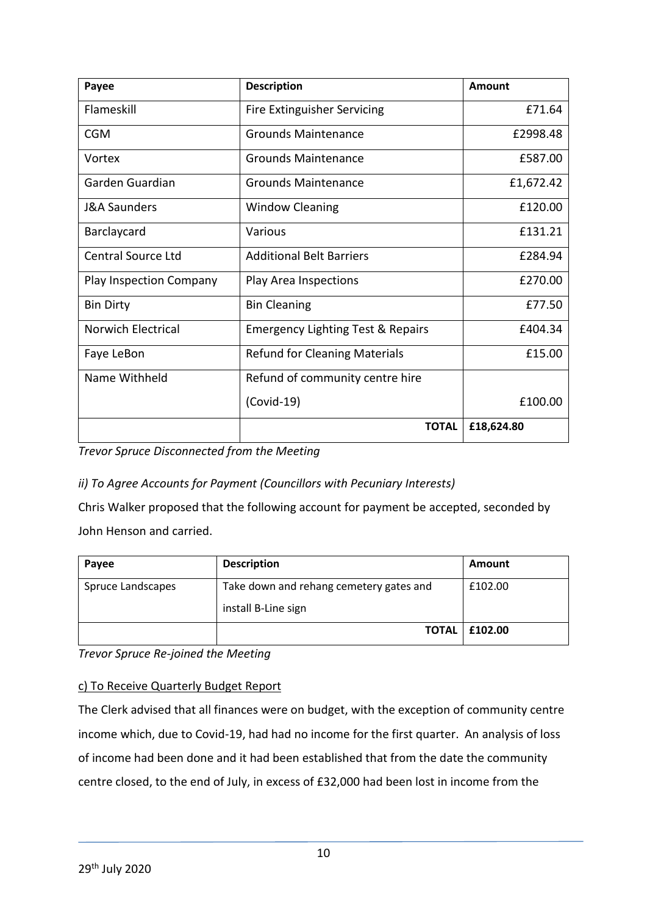| Payee | Description | Amount |
|---|---|---|
| Flameskill | Fire Extinguisher Servicing | £71.64 |
| CGM | Grounds Maintenance | £2998.48 |
| Vortex | Grounds Maintenance | £587.00 |
| Garden Guardian | Grounds Maintenance | £1,672.42 |
| J&A Saunders | Window Cleaning | £120.00 |
| Barclaycard | Various | £131.21 |
| Central Source Ltd | Additional Belt Barriers | £284.94 |
| Play Inspection Company | Play Area Inspections | £270.00 |
| Bin Dirty | Bin Cleaning | £77.50 |
| Norwich Electrical | Emergency Lighting Test & Repairs | £404.34 |
| Faye LeBon | Refund for Cleaning Materials | £15.00 |
| Name Withheld | Refund of community centre hire (Covid-19) | £100.00 |
| | **TOTAL** | **£18,624.80** |

*Trevor Spruce Disconnected from the Meeting*

*ii) To Agree Accounts for Payment (Councillors with Pecuniary Interests)*

Chris Walker proposed that the following account for payment be accepted, seconded by John Henson and carried.

| Payee | Description | Amount |
|---|---|---|
| Spruce Landscapes | Take down and rehang cemetery gates and install B-Line sign | £102.00 |
| | **TOTAL** | **£102.00** |

*Trevor Spruce Re-joined the Meeting*

<u>c) To Receive Quarterly Budget Report</u>

The Clerk advised that all finances were on budget, with the exception of community centre income which, due to Covid-19, had had no income for the first quarter. An analysis of loss of income had been done and it had been established that from the date the community centre closed, to the end of July, in excess of £32,000 had been lost in income from the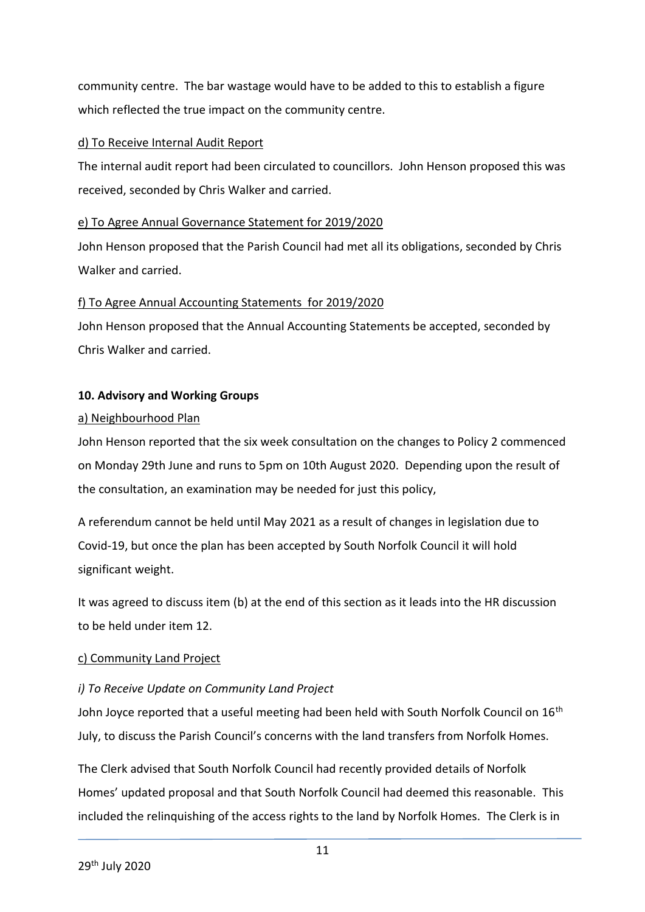community centre. The bar wastage would have to be added to this to establish a figure which reflected the true impact on the community centre.

d) To Receive Internal Audit Report

The internal audit report had been circulated to councillors. John Henson proposed this was received, seconded by Chris Walker and carried.

e) To Agree Annual Governance Statement for 2019/2020

John Henson proposed that the Parish Council had met all its obligations, seconded by Chris Walker and carried.

f) To Agree Annual Accounting Statements for 2019/2020

John Henson proposed that the Annual Accounting Statements be accepted, seconded by Chris Walker and carried.

**10. Advisory and Working Groups**

a) Neighbourhood Plan

John Henson reported that the six week consultation on the changes to Policy 2 commenced on Monday 29th June and runs to 5pm on 10th August 2020. Depending upon the result of the consultation, an examination may be needed for just this policy,

A referendum cannot be held until May 2021 as a result of changes in legislation due to Covid-19, but once the plan has been accepted by South Norfolk Council it will hold significant weight.

It was agreed to discuss item (b) at the end of this section as it leads into the HR discussion to be held under item 12.

c) Community Land Project

*i) To Receive Update on Community Land Project*

John Joyce reported that a useful meeting had been held with South Norfolk Council on 16th July, to discuss the Parish Council's concerns with the land transfers from Norfolk Homes.

The Clerk advised that South Norfolk Council had recently provided details of Norfolk Homes' updated proposal and that South Norfolk Council had deemed this reasonable. This included the relinquishing of the access rights to the land by Norfolk Homes. The Clerk is in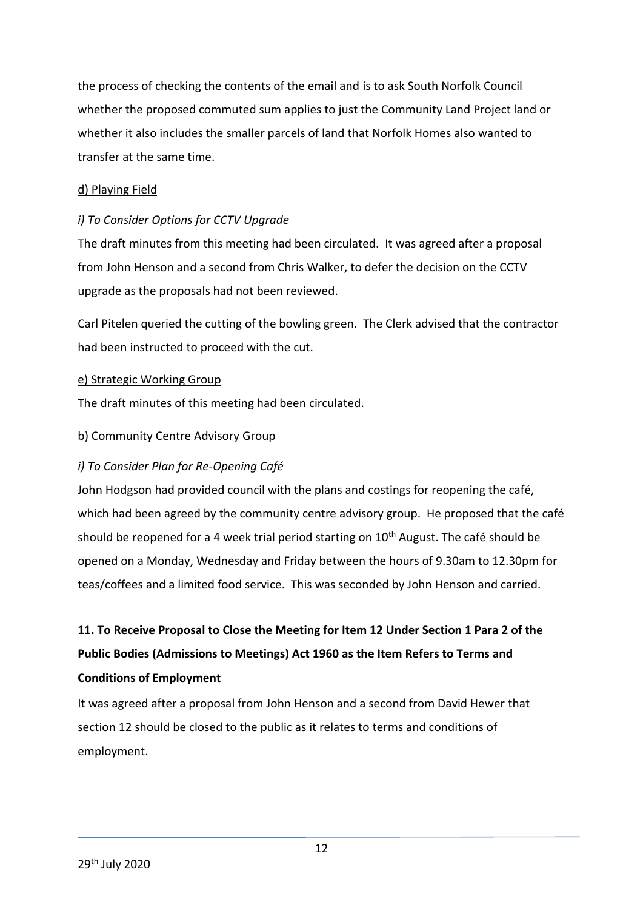the process of checking the contents of the email and is to ask South Norfolk Council whether the proposed commuted sum applies to just the Community Land Project land or whether it also includes the smaller parcels of land that Norfolk Homes also wanted to transfer at the same time.

d) Playing Field

*i) To Consider Options for CCTV Upgrade*

The draft minutes from this meeting had been circulated. It was agreed after a proposal from John Henson and a second from Chris Walker, to defer the decision on the CCTV upgrade as the proposals had not been reviewed.

Carl Pitelen queried the cutting of the bowling green. The Clerk advised that the contractor had been instructed to proceed with the cut.

e) Strategic Working Group

The draft minutes of this meeting had been circulated.

b) Community Centre Advisory Group

*i) To Consider Plan for Re-Opening Café*

John Hodgson had provided council with the plans and costings for reopening the café, which had been agreed by the community centre advisory group. He proposed that the café should be reopened for a 4 week trial period starting on 10th August. The café should be opened on a Monday, Wednesday and Friday between the hours of 9.30am to 12.30pm for teas/coffees and a limited food service. This was seconded by John Henson and carried.

**11. To Receive Proposal to Close the Meeting for Item 12 Under Section 1 Para 2 of the Public Bodies (Admissions to Meetings) Act 1960 as the Item Refers to Terms and Conditions of Employment**

It was agreed after a proposal from John Henson and a second from David Hewer that section 12 should be closed to the public as it relates to terms and conditions of employment.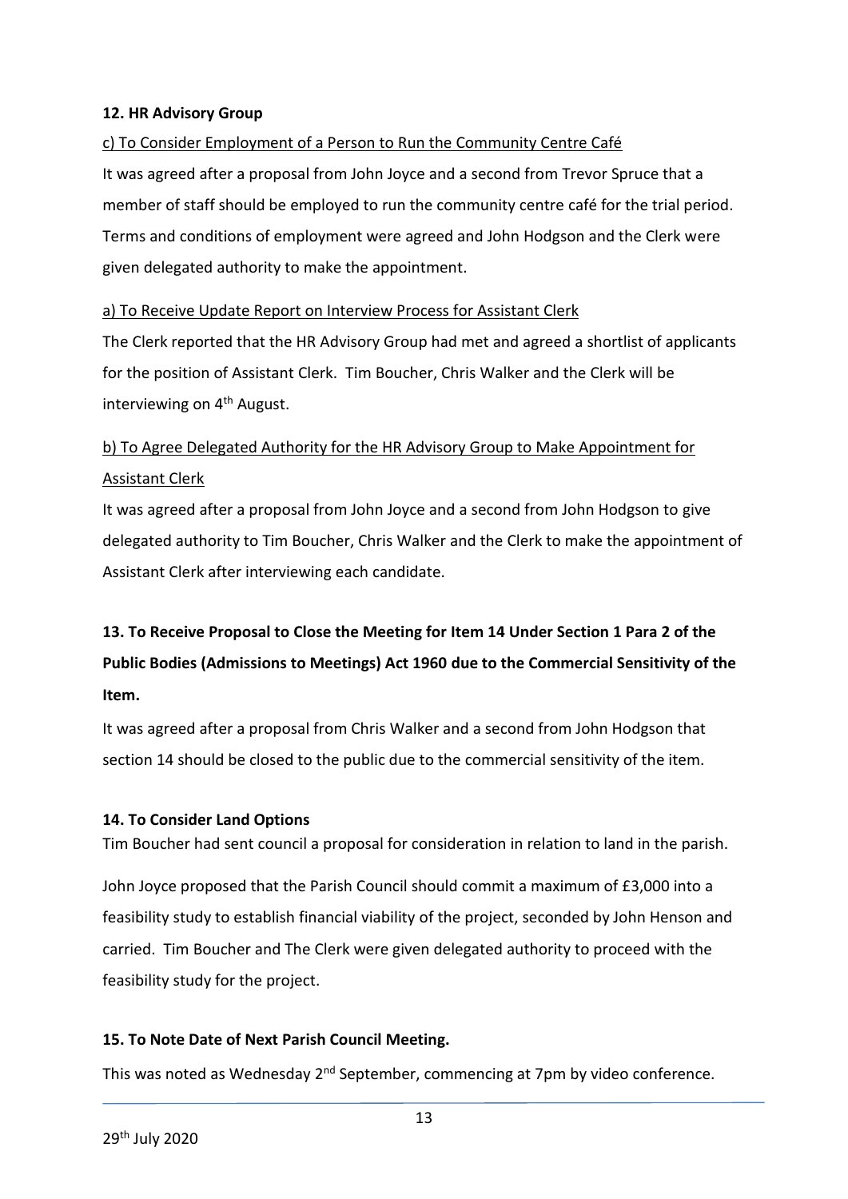**12. HR Advisory Group**

c) To Consider Employment of a Person to Run the Community Centre Café

It was agreed after a proposal from John Joyce and a second from Trevor Spruce that a member of staff should be employed to run the community centre café for the trial period. Terms and conditions of employment were agreed and John Hodgson and the Clerk were given delegated authority to make the appointment.

a) To Receive Update Report on Interview Process for Assistant Clerk

The Clerk reported that the HR Advisory Group had met and agreed a shortlist of applicants for the position of Assistant Clerk. Tim Boucher, Chris Walker and the Clerk will be interviewing on 4th August.

b) To Agree Delegated Authority for the HR Advisory Group to Make Appointment for Assistant Clerk

It was agreed after a proposal from John Joyce and a second from John Hodgson to give delegated authority to Tim Boucher, Chris Walker and the Clerk to make the appointment of Assistant Clerk after interviewing each candidate.

**13. To Receive Proposal to Close the Meeting for Item 14 Under Section 1 Para 2 of the Public Bodies (Admissions to Meetings) Act 1960 due to the Commercial Sensitivity of the Item.**

It was agreed after a proposal from Chris Walker and a second from John Hodgson that section 14 should be closed to the public due to the commercial sensitivity of the item.

**14. To Consider Land Options**

Tim Boucher had sent council a proposal for consideration in relation to land in the parish.

John Joyce proposed that the Parish Council should commit a maximum of £3,000 into a feasibility study to establish financial viability of the project, seconded by John Henson and carried. Tim Boucher and The Clerk were given delegated authority to proceed with the feasibility study for the project.

**15. To Note Date of Next Parish Council Meeting.**

This was noted as Wednesday 2nd September, commencing at 7pm by video conference.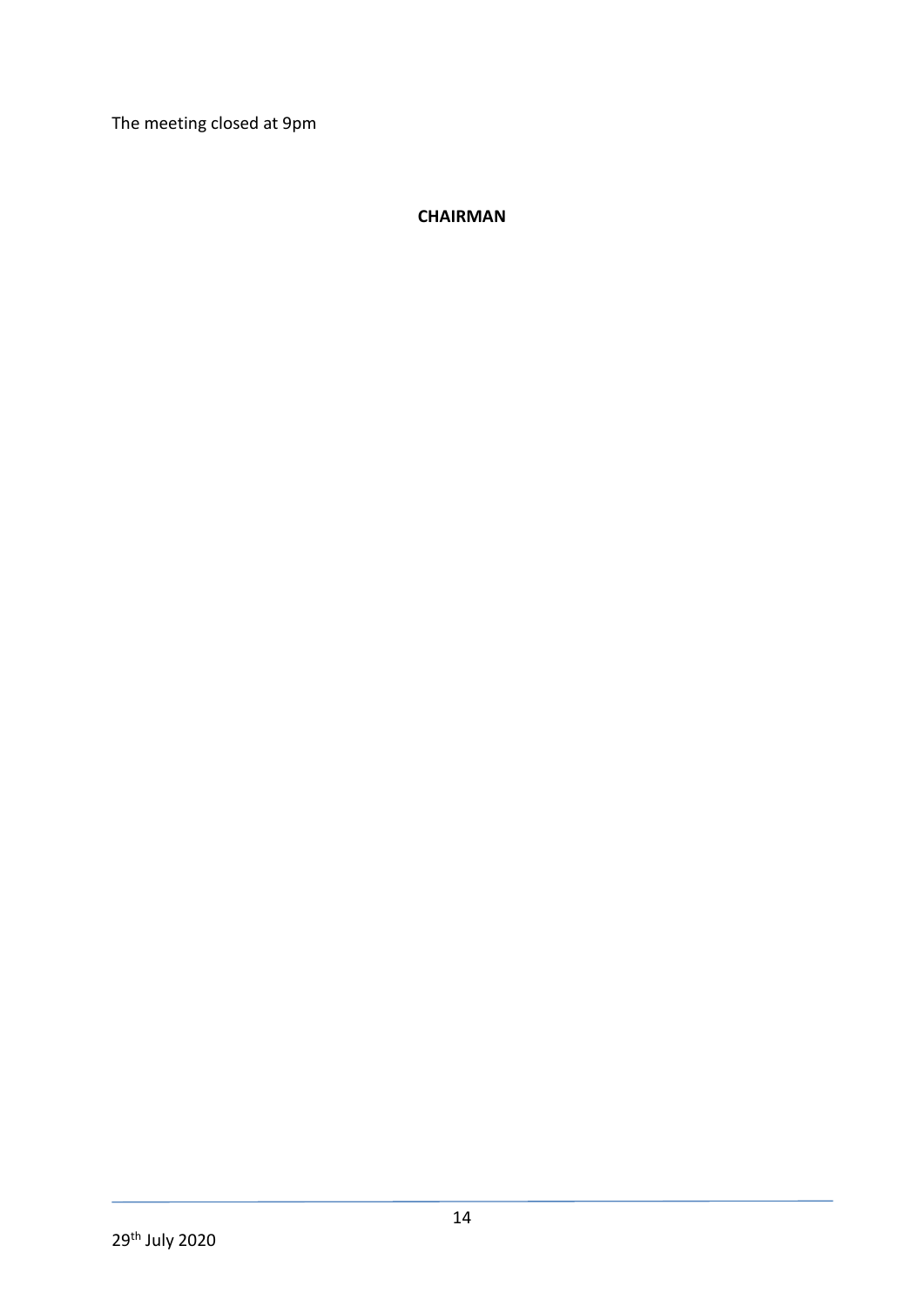The meeting closed at 9pm

**CHAIRMAN**